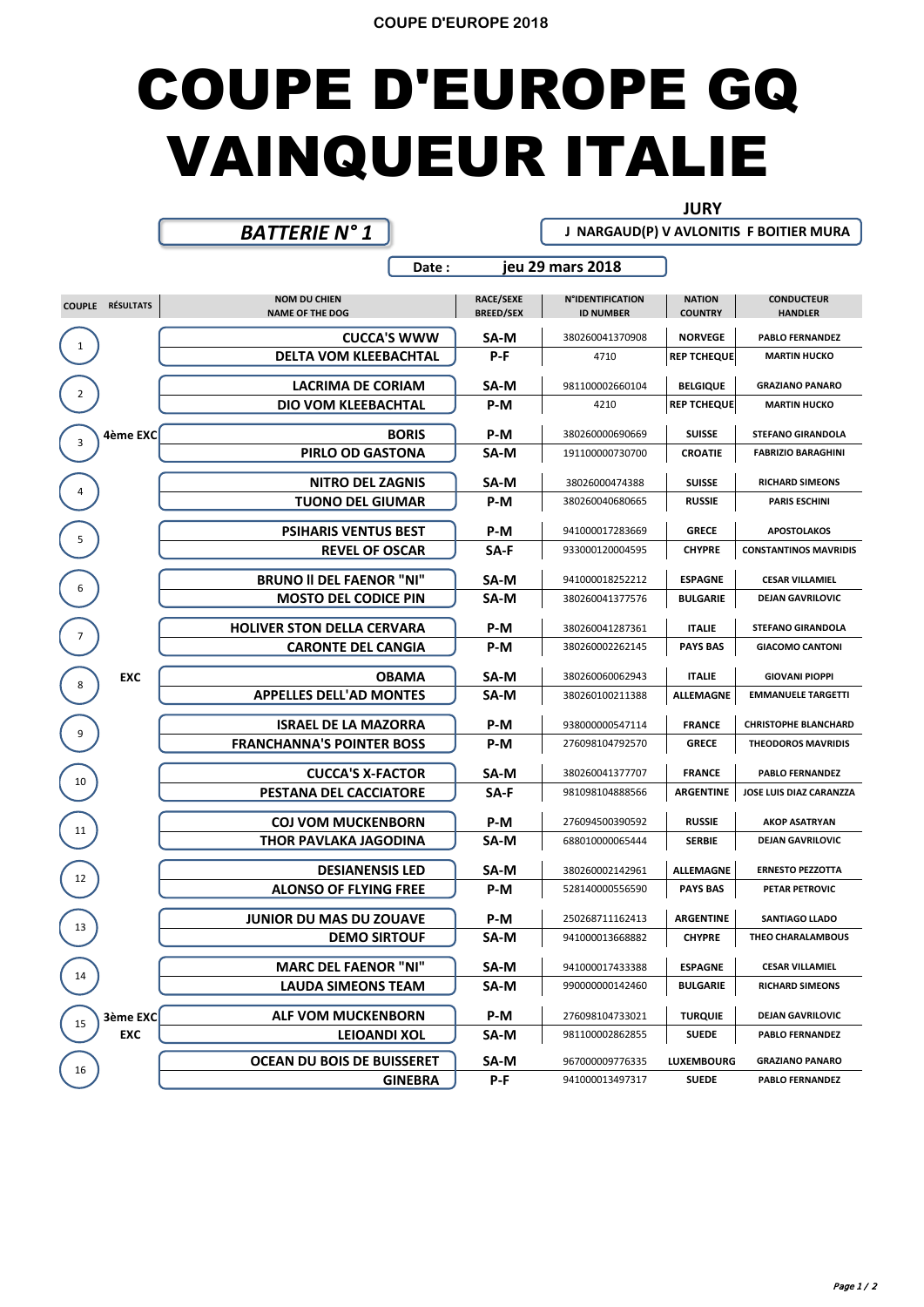# COUPE D'EUROPE GQ VAINQUEUR ITALIE

**BATTERIE N° 1**

**JURY**
J NARGAUD(P) V AVLONITIS F BOITIER MURA

**Date :** jeu 29 mars 2018

| COUPLE | RÉSULTATS | NOM DU CHIEN / NAME OF THE DOG | RACE/SEXE / BREED/SEX | N°IDENTIFICATION / ID NUMBER | NATION / COUNTRY | CONDUCTEUR / HANDLER |
|---|---|---|---|---|---|---|
| 1 | | CUCCA'S WWW | SA-M | 380260041370908 | NORVEGE | PABLO FERNANDEZ |
| | | DELTA VOM KLEEBACHTAL | P-F | 4710 | REP TCHEQUE | MARTIN HUCKO |
| 2 | | LACRIMA DE CORIAM | SA-M | 981100002660104 | BELGIQUE | GRAZIANO PANARO |
| | | DIO VOM KLEEBACHTAL | P-M | 4210 | REP TCHEQUE | MARTIN HUCKO |
| 3 | 4ème EXC | BORIS | P-M | 380260000690669 | SUISSE | STEFANO GIRANDOLA |
| | | PIRLO OD GASTONA | SA-M | 191100000730700 | CROATIE | FABRIZIO BARAGHINI |
| 4 | | NITRO DEL ZAGNIS | SA-M | 38026000474388 | SUISSE | RICHARD SIMEONS |
| | | TUONO DEL GIUMAR | P-M | 380260040680665 | RUSSIE | PARIS ESCHINI |
| 5 | | PSIHARIS VENTUS BEST | P-M | 941000017283669 | GRECE | APOSTOLAKOS |
| | | REVEL OF OSCAR | SA-F | 933000120004595 | CHYPRE | CONSTANTINOS MAVRIDIS |
| 6 | | BRUNO II DEL FAENOR "NI" | SA-M | 941000018252212 | ESPAGNE | CESAR VILLAMIEL |
| | | MOSTO DEL CODICE PIN | SA-M | 380260041377576 | BULGARIE | DEJAN GAVRILOVIC |
| 7 | | HOLIVER STON DELLA CERVARA | P-M | 380260041287361 | ITALIE | STEFANO GIRANDOLA |
| | | CARONTE DEL CANGIA | P-M | 380260002262145 | PAYS BAS | GIACOMO CANTONI |
| 8 | EXC | OBAMA | SA-M | 380260060062943 | ITALIE | GIOVANI PIOPPI |
| | | APPELLES DELL'AD MONTES | SA-M | 380260100211388 | ALLEMAGNE | EMMANUELE TARGETTI |
| 9 | | ISRAEL DE LA MAZORRA | P-M | 938000000547114 | FRANCE | CHRISTOPHE BLANCHARD |
| | | FRANCHANNA'S POINTER BOSS | P-M | 276098104792570 | GRECE | THEODOROS MAVRIDIS |
| 10 | | CUCCA'S X-FACTOR | SA-M | 380260041377707 | FRANCE | PABLO FERNANDEZ |
| | | PESTANA DEL CACCIATORE | SA-F | 981098104888566 | ARGENTINE | JOSE LUIS DIAZ CARANZZA |
| 11 | | COJ VOM MUCKENBORN | P-M | 276094500390592 | RUSSIE | AKOP ASATRYAN |
| | | THOR PAVLAKA JAGODINA | SA-M | 688010000065444 | SERBIE | DEJAN GAVRILOVIC |
| 12 | | DESIANENSIS LED | SA-M | 380260002142961 | ALLEMAGNE | ERNESTO PEZZOTTA |
| | | ALONSO OF FLYING FREE | P-M | 528140000556590 | PAYS BAS | PETAR PETROVIC |
| 13 | | JUNIOR DU MAS DU ZOUAVE | P-M | 250268711162413 | ARGENTINE | SANTIAGO LLADO |
| | | DEMO SIRTOUF | SA-M | 941000013668882 | CHYPRE | THEO CHARALAMBOUS |
| 14 | | MARC DEL FAENOR "NI" | SA-M | 941000017433388 | ESPAGNE | CESAR VILLAMIEL |
| | | LAUDA SIMEONS TEAM | SA-M | 990000000142460 | BULGARIE | RICHARD SIMEONS |
| 15 | 3ème EXC | ALF VOM MUCKENBORN | P-M | 276098104733021 | TURQUIE | DEJAN GAVRILOVIC |
| | EXC | LEIOANDI XOL | SA-M | 981100002862855 | SUEDE | PABLO FERNANDEZ |
| 16 | | OCEAN DU BOIS DE BUISSERET | SA-M | 967000009776335 | LUXEMBOURG | GRAZIANO PANARO |
| | | GINEBRA | P-F | 941000013497317 | SUEDE | PABLO FERNANDEZ |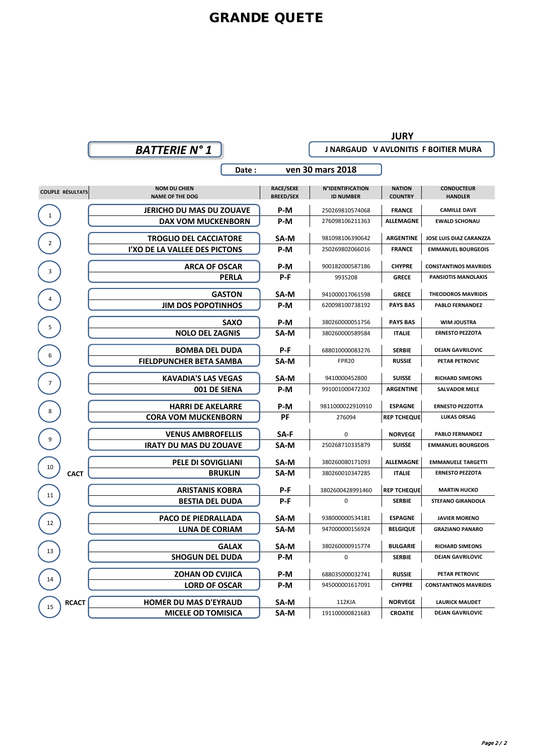# GRANDE QUETE

**JURY**

***BATTERIE N° 1***

**J NARGAUD V AVLONITIS F BOITIER MURA**

**Date : ven 30 mars 2018**

| COUPLE | RÉSULTATS | NOM DU CHIEN<br>NAME OF THE DOG | RACE/SEXE<br>BREED/SEX | N°IDENTIFICATION<br>ID NUMBER | NATION<br>COUNTRY | CONDUCTEUR<br>HANDLER |
|---|---|---|---|---|---|---|
| 1 | | JERICHO DU MAS DU ZOUAVE | P-M | 250269810574068 | FRANCE | CAMILLE DAVE |
| | | DAX VOM MUCKENBORN | P-M | 276098106211363 | ALLEMAGNE | EWALD SCHONAU |
| 2 | | TROGLIO DEL CACCIATORE | SA-M | 981098106390642 | ARGENTINE | JOSE LUIS DIAZ CARANZZA |
| | | I'XO DE LA VALLEE DES PICTONS | P-M | 250269802066016 | FRANCE | EMMANUEL BOURGEOIS |
| 3 | | ARCA OF OSCAR | P-M | 900182000587186 | CHYPRE | CONSTANTINOS MAVRIDIS |
| | | PERLA | P-F | 9935208 | GRECE | PANSIOTIS MANOLAKIS |
| 4 | | GASTON | SA-M | 941000017061598 | GRECE | THEODOROS MAVRIDIS |
| | | JIM DOS POPOTINHOS | P-M | 620098100738192 | PAYS BAS | PABLO FERNANDEZ |
| 5 | | SAXO | P-M | 380260000051756 | PAYS BAS | WIM JOUSTRA |
| | | NOLO DEL ZAGNIS | SA-M | 380260000589584 | ITALIE | ERNESTO PEZZOTA |
| 6 | | BOMBA DEL DUDA | P-F | 688010000083276 | SERBIE | DEJAN GAVRILOVIC |
| | | FIELDPUNCHER BETA SAMBA | SA-M | FPR20 | RUSSIE | PETAR PETROVIC |
| 7 | | KAVADIA'S LAS VEGAS | SA-M | 9410000452800 | SUISSE | RICHARD SIMEONS |
| | | 001 DE SIENA | P-M | 991001000472302 | ARGENTINE | SALVADOR MELE |
| 8 | | HARRI DE AKELARRE | P-M | 9811000022910910 | ESPAGNE | ERNESTO PEZZOTTA |
| | | CORA VOM MUCKENBORN | PF | 276094 | REP TCHEQUE | LUKAS ORSAG |
| 9 | | VENUS AMBROFELLIS | SA-F | 0 | NORVEGE | PABLO FERNANDEZ |
| | | IRATY DU MAS DU ZOUAVE | SA-M | 250268710335879 | SUISSE | EMMANUEL BOURGEOIS |
| 10 | | PELE DI SOVIGLIANI | SA-M | 380260080171093 | ALLEMAGNE | EMMANUELE TARGETTI |
| | CACT | BRUKLIN | SA-M | 380260010347285 | ITALIE | ERNESTO PEZZOTA |
| 11 | | ARISTANIS KOBRA | P-F | 3802600428991460 | REP TCHEQUE | MARTIN HUCKO |
| | | BESTIA DEL DUDA | P-F | 0 | SERBIE | STEFANO GIRANDOLA |
| 12 | | PACO DE PIEDRALLADA | SA-M | 938000000534181 | ESPAGNE | JAVIER MORENO |
| | | LUNA DE CORIAM | SA-M | 947000000156924 | BELGIQUE | GRAZIANO PANARO |
| 13 | | GALAX | SA-M | 380260000915774 | BULGARIE | RICHARD SIMEONS |
| | | SHOGUN DEL DUDA | P-M | 0 | SERBIE | DEJAN GAVRILOVIC |
| 14 | | ZOHAN OD CVIJICA | P-M | 688035000032741 | RUSSIE | PETAR PETROVIC |
| | | LORD OF OSCAR | P-M | 945000001617091 | CHYPRE | CONSTANTINOS MAVRIDIS |
| 15 | RCACT | HOMER DU MAS D'EYRAUD | SA-M | 112KJA | NORVEGE | LAURICK MAUDET |
| | | MICELE OD TOMISICA | SA-M | 191100000821683 | CROATIE | DEJAN GAVRILOVIC |